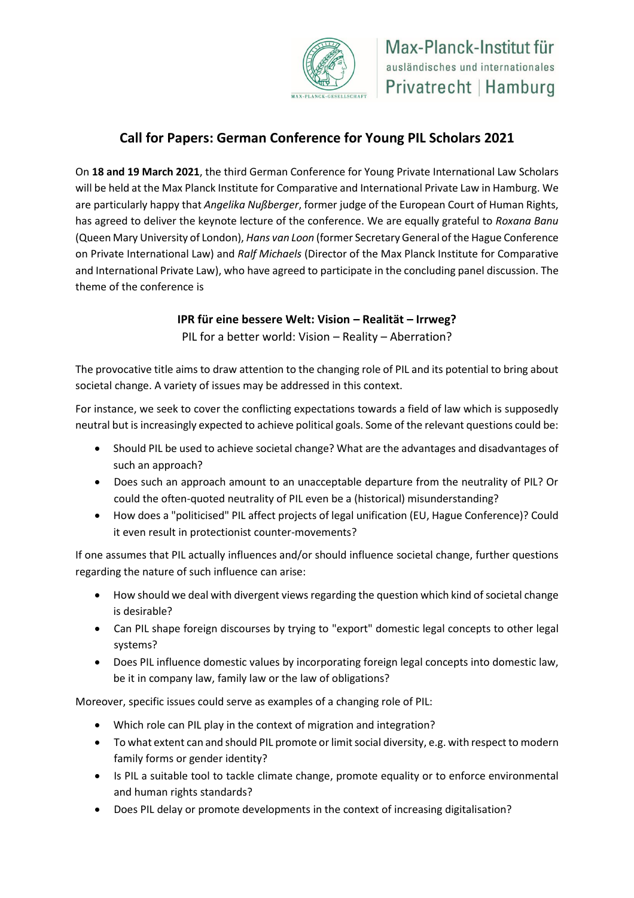# Call for Papers: German Conference for Young PIL Scholars 2021

On **18 and 19 March 2021**, the third German Conference for Young Private International Law Scholars will be held at the Max Planck Institute for Comparative and International Private Law in Hamburg. We are particularly happy that *Angelika Nußberger*, former judge of the European Court of Human Rights, has agreed to deliver the keynote lecture of the conference. We are equally grateful to *Roxana Banu* (Queen Mary University of London), *Hans van Loon* (former Secretary General of the Hague Conference on Private International Law) and *Ralf Michaels* (Director of the Max Planck Institute for Comparative and International Private Law), who have agreed to participate in the concluding panel discussion. The theme of the conference is

**IPR für eine bessere Welt: Vision – Realität – Irrweg?**

PIL for a better world: Vision – Reality – Aberration?

The provocative title aims to draw attention to the changing role of PIL and its potential to bring about societal change. A variety of issues may be addressed in this context.

For instance, we seek to cover the conflicting expectations towards a field of law which is supposedly neutral but is increasingly expected to achieve political goals. Some of the relevant questions could be:

- Should PIL be used to achieve societal change? What are the advantages and disadvantages of such an approach?
- Does such an approach amount to an unacceptable departure from the neutrality of PIL? Or could the often-quoted neutrality of PIL even be a (historical) misunderstanding?
- How does a "politicised" PIL affect projects of legal unification (EU, Hague Conference)? Could it even result in protectionist counter-movements?

If one assumes that PIL actually influences and/or should influence societal change, further questions regarding the nature of such influence can arise:

- How should we deal with divergent views regarding the question which kind of societal change is desirable?
- Can PIL shape foreign discourses by trying to "export" domestic legal concepts to other legal systems?
- Does PIL influence domestic values by incorporating foreign legal concepts into domestic law, be it in company law, family law or the law of obligations?

Moreover, specific issues could serve as examples of a changing role of PIL:

- Which role can PIL play in the context of migration and integration?
- To what extent can and should PIL promote or limit social diversity, e.g. with respect to modern family forms or gender identity?
- Is PIL a suitable tool to tackle climate change, promote equality or to enforce environmental and human rights standards?
- Does PIL delay or promote developments in the context of increasing digitalisation?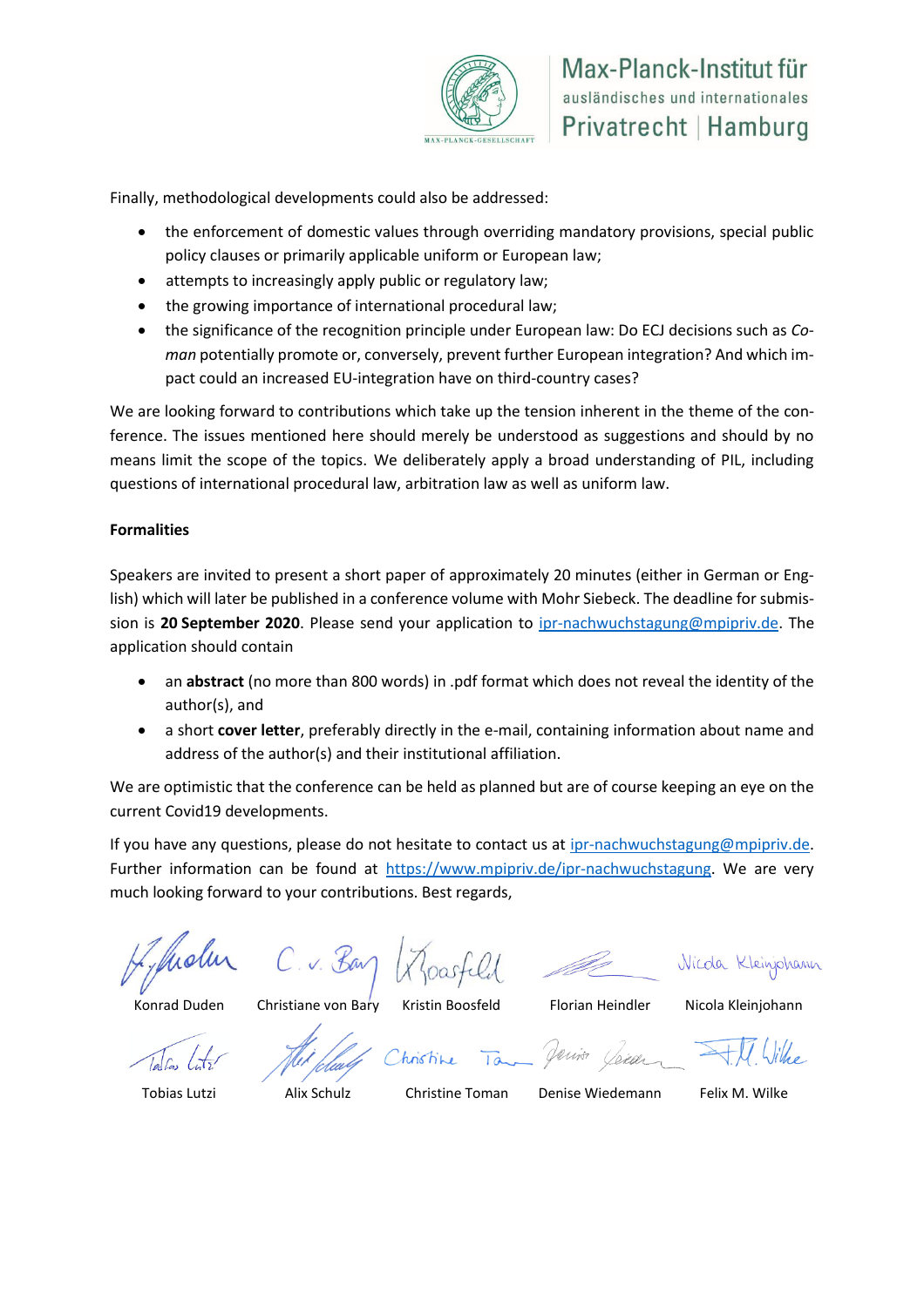Finally, methodological developments could also be addressed:

- the enforcement of domestic values through overriding mandatory provisions, special public policy clauses or primarily applicable uniform or European law;
- attempts to increasingly apply public or regulatory law;
- the growing importance of international procedural law;
- the significance of the recognition principle under European law: Do ECJ decisions such as *Coman* potentially promote or, conversely, prevent further European integration? And which impact could an increased EU-integration have on third-country cases?

We are looking forward to contributions which take up the tension inherent in the theme of the conference. The issues mentioned here should merely be understood as suggestions and should by no means limit the scope of the topics. We deliberately apply a broad understanding of PIL, including questions of international procedural law, arbitration law as well as uniform law.

**Formalities**

Speakers are invited to present a short paper of approximately 20 minutes (either in German or English) which will later be published in a conference volume with Mohr Siebeck. The deadline for submission is **20 September 2020**. Please send your application to ipr-nachwuchstagung@mpipriv.de. The application should contain

- an **abstract** (no more than 800 words) in .pdf format which does not reveal the identity of the author(s), and
- a short **cover letter**, preferably directly in the e-mail, containing information about name and address of the author(s) and their institutional affiliation.

We are optimistic that the conference can be held as planned but are of course keeping an eye on the current Covid19 developments.

If you have any questions, please do not hesitate to contact us at ipr-nachwuchstagung@mpipriv.de. Further information can be found at https://www.mpipriv.de/ipr-nachwuchstagung. We are very much looking forward to your contributions. Best regards,

Konrad Duden, Christiane von Bary, Kristin Boosfeld, Florian Heindler, Nicola Kleinjohann

Tobias Lutzi, Alix Schulz, Christine Toman, Denise Wiedemann, Felix M. Wilke